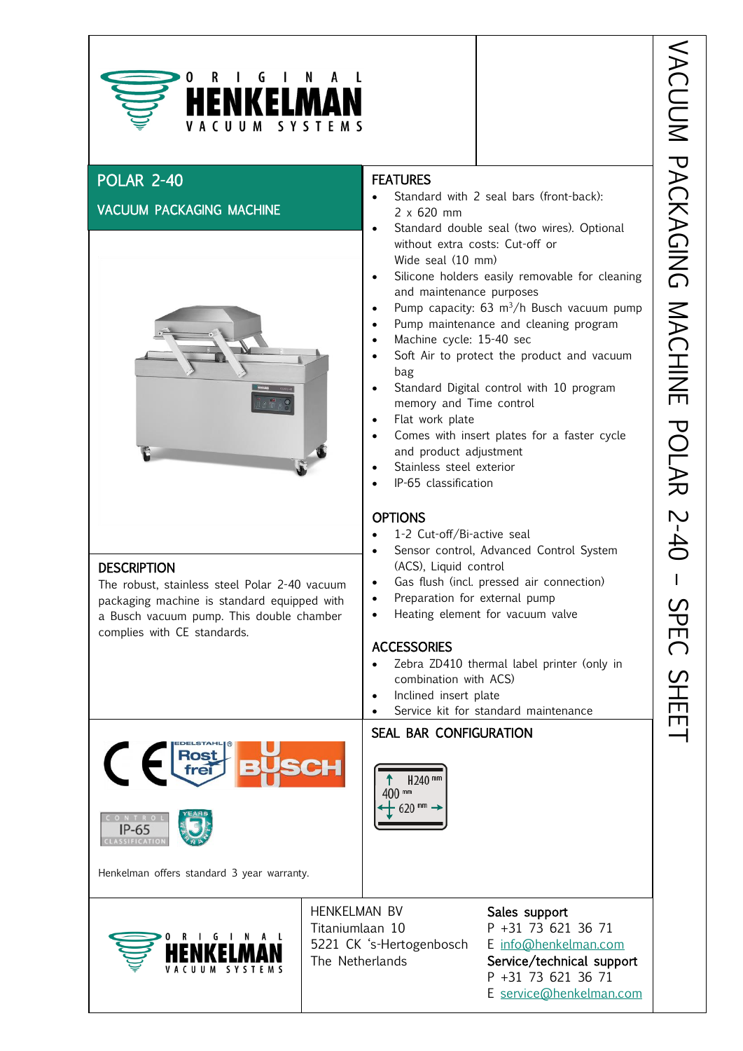# VACUUM PACKAGING MACHINE POLAR 2-40 – SPEC SHEET

ORIGINAL HENKELMAN VACUUM SYSTEMS

## POLAR 2-40

VACUUM PACKAGING MACHINE

## DESCRIPTION

The robust, stainless steel Polar 2-40 vacuum packaging machine is standard equipped with a Busch vacuum pump. This double chamber complies with CE standards.

## FEATURES

- Standard with 2 seal bars (front-back): 2 x 620 mm
- Standard double seal (two wires). Optional without extra costs: Cut-off or Wide seal (10 mm)
- Silicone holders easily removable for cleaning and maintenance purposes
- Pump capacity: 63 $m^3$/h Busch vacuum pump
- Pump maintenance and cleaning program
- Machine cycle: 15-40 sec
- Soft Air to protect the product and vacuum bag
- Standard Digital control with 10 program memory and Time control
- Flat work plate
- Comes with insert plates for a faster cycle and product adjustment
- Stainless steel exterior
- IP-65 classification

## OPTIONS

- 1-2 Cut-off/Bi-active seal
- Sensor control, Advanced Control System (ACS), Liquid control
- Gas flush (incl. pressed air connection)
- Preparation for external pump
- Heating element for vacuum valve

## ACCESSORIES

- Zebra ZD410 thermal label printer (only in combination with ACS)
- Inclined insert plate
- Service kit for standard maintenance

## SEAL BAR CONFIGURATION

H240 mm
400 mm
620 mm

CE | Edelstahl Rost frei | BUSCH | Control IP-65 Classification | 3 Years Warranty

Henkelman offers standard 3 year warranty.

ORIGINAL HENKELMAN VACUUM SYSTEMS

HENKELMAN BV
Titaniumlaan 10
5221 CK 's-Hertogenbosch
The Netherlands

**Sales support**
P +31 73 621 36 71
E info@henkelman.com

**Service/technical support**
P +31 73 621 36 71
E service@henkelman.com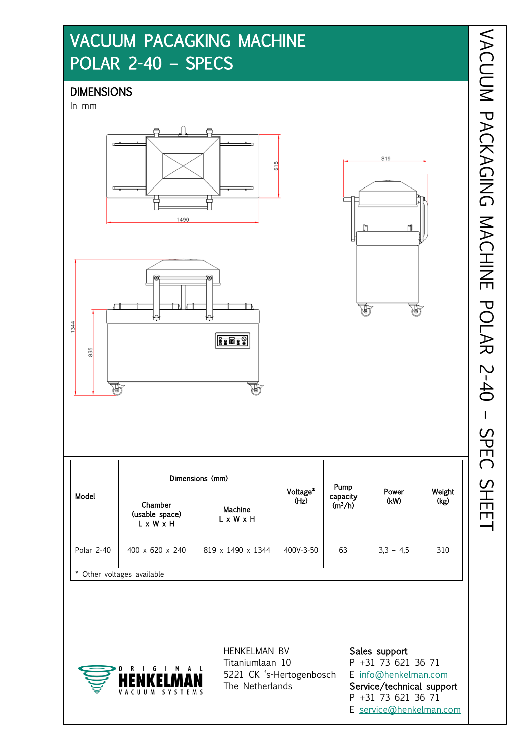# VACUUM PACAGKING MACHINE
# POLAR 2-40 – SPECS

## DIMENSIONS

In mm

615

1490

819

1344

835

| Model | Dimensions (mm) | | Voltage* (Hz) | Pump capacity ($m^3/h$) | Power (kW) | Weight (kg) |
|---|---|---|---|---|---|---|
| | Chamber (usable space) L x W x H | Machine L x W x H | | | | |
| Polar 2-40 | 400 x 620 x 240 | 819 x 1490 x 1344 | 400V-3-50 | 63 | 3,3 – 4,5 | 310 |

\* Other voltages available

ORIGINAL HENKELMAN VACUUM SYSTEMS

HENKELMAN BV
Titaniumlaan 10
5221 CK 's-Hertogenbosch
The Netherlands

**Sales support**
P +31 73 621 36 71
E info@henkelman.com

**Service/technical support**
P +31 73 621 36 71
E service@henkelman.com

VACUUM PACKAGING MACHINE POLAR 2-40 – SPEC SHEET